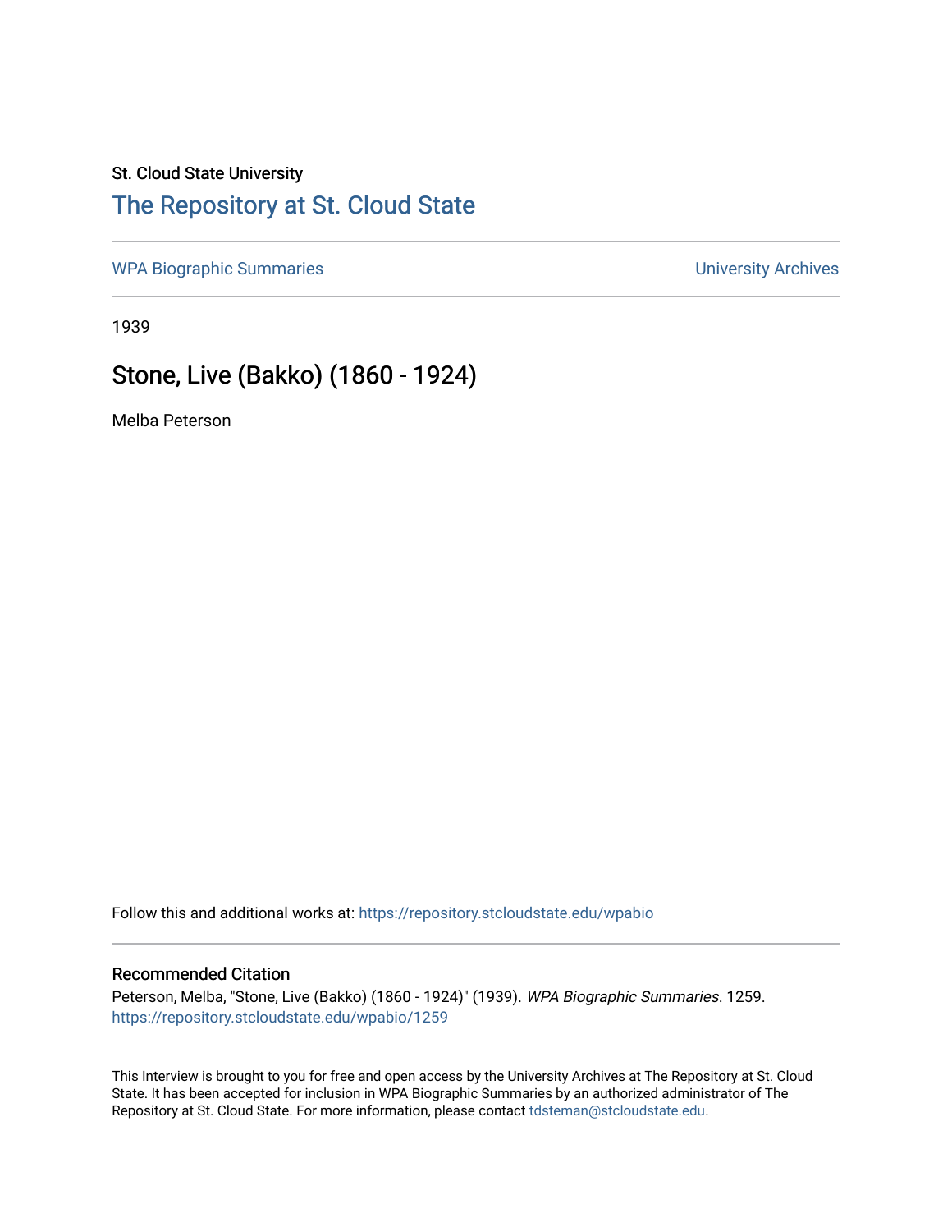St. Cloud State University

# The Repository at St. Cloud State

WPA Biographic Summaries

University Archives

1939

## Stone, Live (Bakko) (1860 - 1924)

Melba Peterson

Follow this and additional works at: https://repository.stcloudstate.edu/wpabio

### Recommended Citation

Peterson, Melba, "Stone, Live (Bakko) (1860 - 1924)" (1939). *WPA Biographic Summaries*. 1259.
https://repository.stcloudstate.edu/wpabio/1259

This Interview is brought to you for free and open access by the University Archives at The Repository at St. Cloud State. It has been accepted for inclusion in WPA Biographic Summaries by an authorized administrator of The Repository at St. Cloud State. For more information, please contact tdsteman@stcloudstate.edu.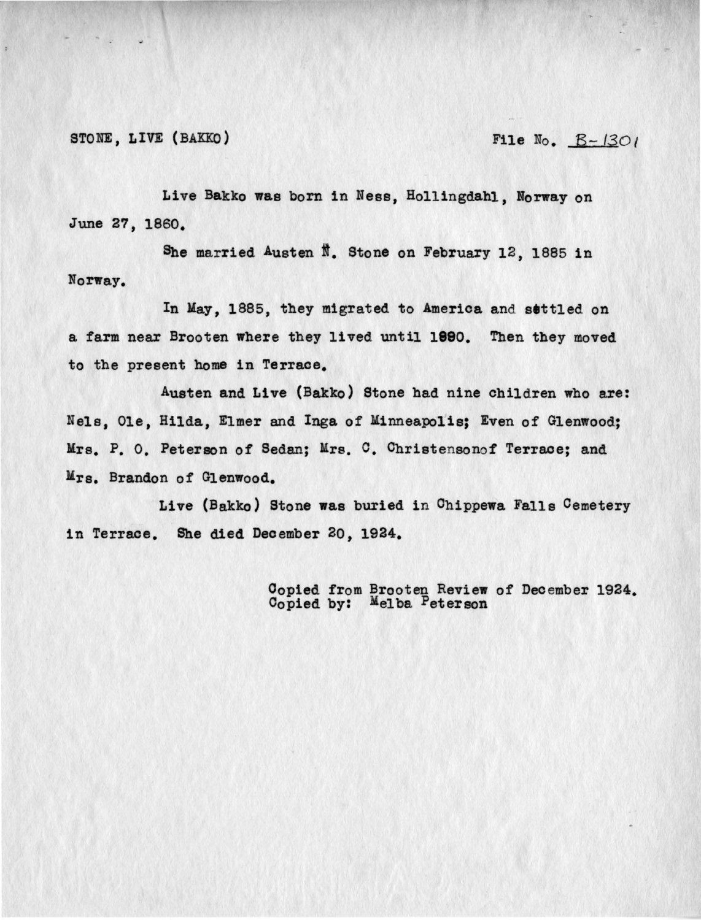STONE, LIVE (BAKKO) File No. B-1301

Live Bakko was born in Ness, Hollingdahl, Norway on June 27, 1860.

She married Austen N. Stone on February 12, 1885 in Norway.

In May, 1885, they migrated to America and settled on a farm near Brooten where they lived until 1890. Then they moved to the present home in Terrace.

Austen and Live (Bakko) Stone had nine children who are: Nels, Ole, Hilda, Elmer and Inga of Minneapolis; Even of Glenwood; Mrs. P. O. Peterson of Sedan; Mrs. C. Christensonof Terrace; and Mrs. Brandon of Glenwood.

Live (Bakko) Stone was buried in Chippewa Falls Cemetery in Terrace. She died December 20, 1924.

Copied from Brooten Review of December 1924.
Copied by: Melba Peterson